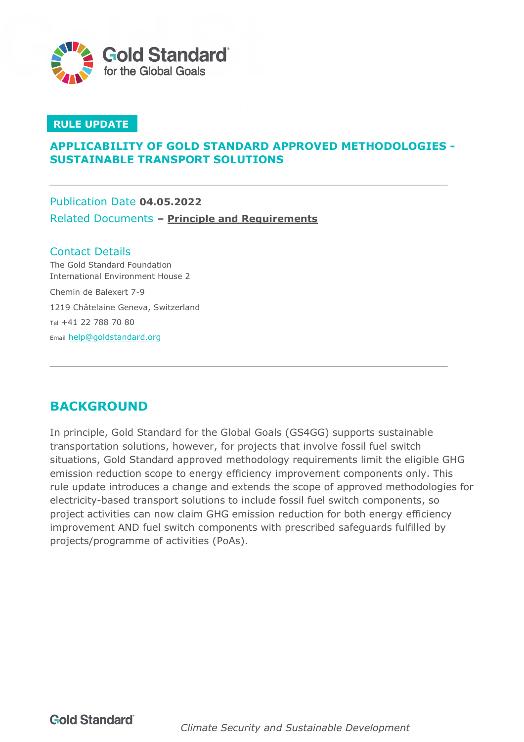**RULE UPDATE**

## APPLICABILITY OF GOLD STANDARD APPROVED METHODOLOGIES - SUSTAINABLE TRANSPORT SOLUTIONS

Publication Date **04.05.2022**

Related Documents **– Principle and Requirements**

Contact Details

The Gold Standard Foundation
International Environment House 2
Chemin de Balexert 7-9
1219 Châtelaine Geneva, Switzerland
Tel +41 22 788 70 80
Email help@goldstandard.org

## BACKGROUND

In principle, Gold Standard for the Global Goals (GS4GG) supports sustainable transportation solutions, however, for projects that involve fossil fuel switch situations, Gold Standard approved methodology requirements limit the eligible GHG emission reduction scope to energy efficiency improvement components only. This rule update introduces a change and extends the scope of approved methodologies for electricity-based transport solutions to include fossil fuel switch components, so project activities can now claim GHG emission reduction for both energy efficiency improvement AND fuel switch components with prescribed safeguards fulfilled by projects/programme of activities (PoAs).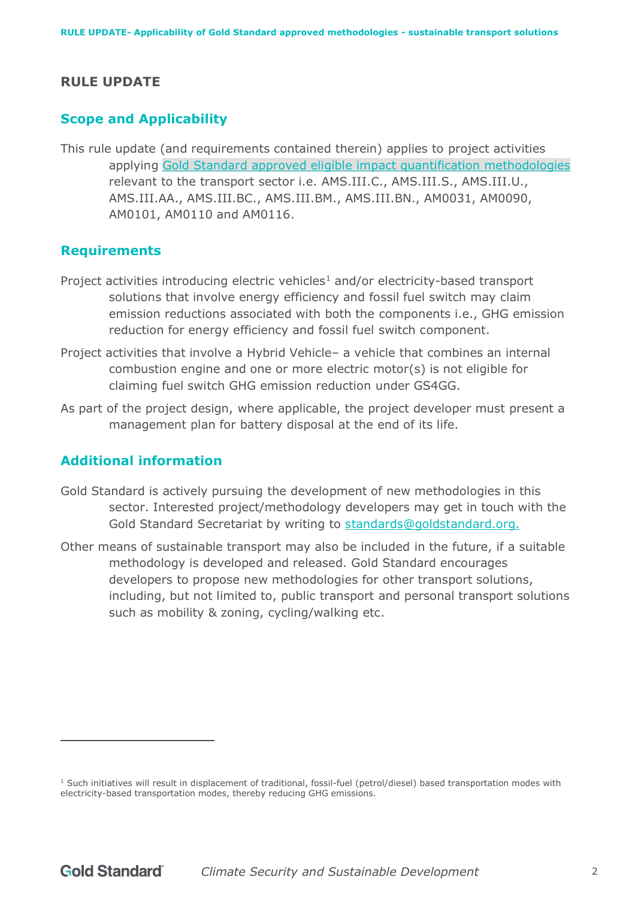## RULE UPDATE

### Scope and Applicability

This rule update (and requirements contained therein) applies to project activities applying [Gold Standard approved eligible impact quantification methodologies](Gold Standard approved eligible impact quantification methodologies) relevant to the transport sector i.e. AMS.III.C., AMS.III.S., AMS.III.U., AMS.III.AA., AMS.III.BC., AMS.III.BM., AMS.III.BN., AM0031, AM0090, AM0101, AM0110 and AM0116.

### Requirements

Project activities introducing electric vehicles[1] and/or electricity-based transport solutions that involve energy efficiency and fossil fuel switch may claim emission reductions associated with both the components i.e., GHG emission reduction for energy efficiency and fossil fuel switch component.

Project activities that involve a Hybrid Vehicle– a vehicle that combines an internal combustion engine and one or more electric motor(s) is not eligible for claiming fuel switch GHG emission reduction under GS4GG.

As part of the project design, where applicable, the project developer must present a management plan for battery disposal at the end of its life.

### Additional information

Gold Standard is actively pursuing the development of new methodologies in this sector. Interested project/methodology developers may get in touch with the Gold Standard Secretariat by writing to standards@goldstandard.org.

Other means of sustainable transport may also be included in the future, if a suitable methodology is developed and released. Gold Standard encourages developers to propose new methodologies for other transport solutions, including, but not limited to, public transport and personal transport solutions such as mobility & zoning, cycling/walking etc.

---

[1] Such initiatives will result in displacement of traditional, fossil-fuel (petrol/diesel) based transportation modes with electricity-based transportation modes, thereby reducing GHG emissions.